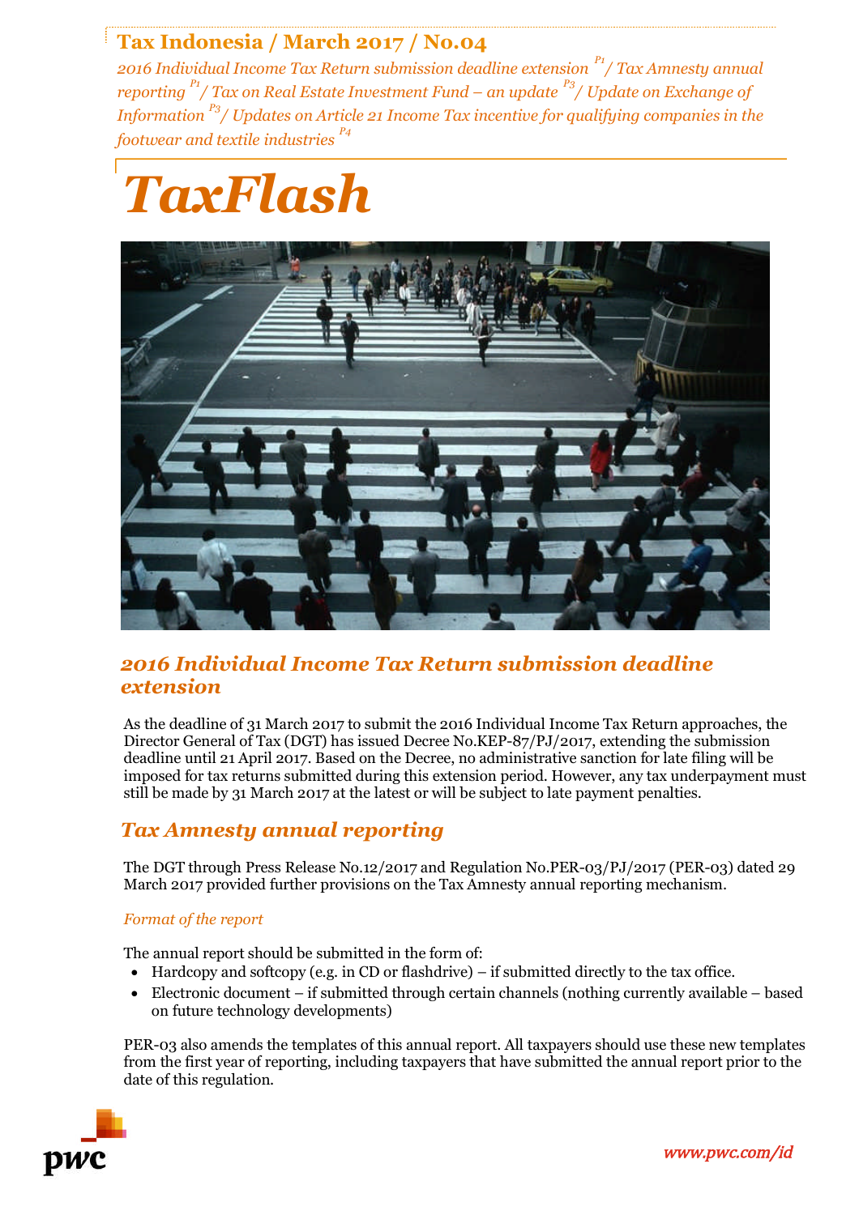# Tax Indonesia / March 2017 / No.04

*2016 Individual Income Tax Return submission deadline extension* [P1] */ Tax Amnesty annual reporting* [P1] */ Tax on Real Estate Investment Fund – an update* [P3] */ Update on Exchange of Information* [P3] */ Updates on Article 21 Income Tax incentive for qualifying companies in the footwear and textile industries* [P4]

# *TaxFlash*

## *2016 Individual Income Tax Return submission deadline extension*

As the deadline of 31 March 2017 to submit the 2016 Individual Income Tax Return approaches, the Director General of Tax (DGT) has issued Decree No.KEP-87/PJ/2017, extending the submission deadline until 21 April 2017. Based on the Decree, no administrative sanction for late filing will be imposed for tax returns submitted during this extension period. However, any tax underpayment must still be made by 31 March 2017 at the latest or will be subject to late payment penalties.

## *Tax Amnesty annual reporting*

The DGT through Press Release No.12/2017 and Regulation No.PER-03/PJ/2017 (PER-03) dated 29 March 2017 provided further provisions on the Tax Amnesty annual reporting mechanism.

### *Format of the report*

The annual report should be submitted in the form of:

- Hardcopy and softcopy (e.g. in CD or flashdrive) – if submitted directly to the tax office.
- Electronic document – if submitted through certain channels (nothing currently available – based on future technology developments)

PER-03 also amends the templates of this annual report. All taxpayers should use these new templates from the first year of reporting, including taxpayers that have submitted the annual report prior to the date of this regulation.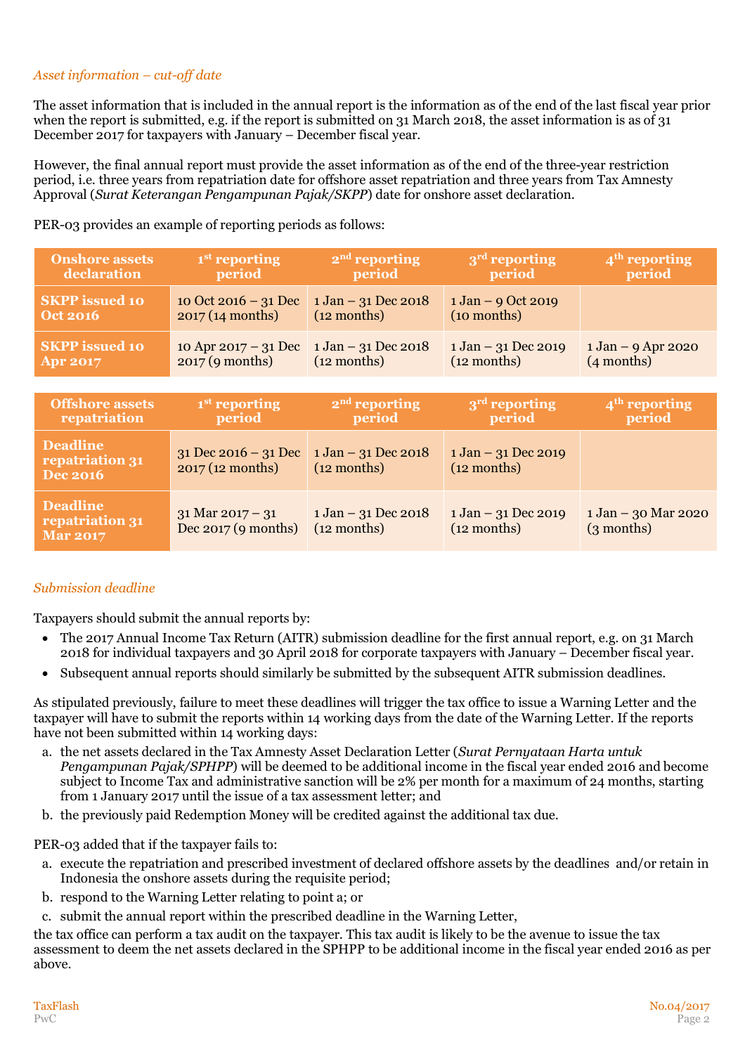*Asset information – cut-off date*

The asset information that is included in the annual report is the information as of the end of the last fiscal year prior when the report is submitted, e.g. if the report is submitted on 31 March 2018, the asset information is as of 31 December 2017 for taxpayers with January – December fiscal year.

However, the final annual report must provide the asset information as of the end of the three-year restriction period, i.e. three years from repatriation date for offshore asset repatriation and three years from Tax Amnesty Approval (*Surat Keterangan Pengampunan Pajak/SKPP*) date for onshore asset declaration.

PER-03 provides an example of reporting periods as follows:

| Onshore assets declaration | 1st reporting period | 2nd reporting period | 3rd reporting period | 4th reporting period |
|---|---|---|---|---|
| **SKPP issued 10 Oct 2016** | 10 Oct 2016 – 31 Dec 2017 (14 months) | 1 Jan – 31 Dec 2018 (12 months) | 1 Jan – 9 Oct 2019 (10 months) | |
| **SKPP issued 10 Apr 2017** | 10 Apr 2017 – 31 Dec 2017 (9 months) | 1 Jan – 31 Dec 2018 (12 months) | 1 Jan – 31 Dec 2019 (12 months) | 1 Jan – 9 Apr 2020 (4 months) |

| Offshore assets repatriation | 1st reporting period | 2nd reporting period | 3rd reporting period | 4th reporting period |
|---|---|---|---|---|
| **Deadline repatriation 31 Dec 2016** | 31 Dec 2016 – 31 Dec 2017 (12 months) | 1 Jan – 31 Dec 2018 (12 months) | 1 Jan – 31 Dec 2019 (12 months) | |
| **Deadline repatriation 31 Mar 2017** | 31 Mar 2017 – 31 Dec 2017 (9 months) | 1 Jan – 31 Dec 2018 (12 months) | 1 Jan – 31 Dec 2019 (12 months) | 1 Jan – 30 Mar 2020 (3 months) |

*Submission deadline*

Taxpayers should submit the annual reports by:

- The 2017 Annual Income Tax Return (AITR) submission deadline for the first annual report, e.g. on 31 March 2018 for individual taxpayers and 30 April 2018 for corporate taxpayers with January – December fiscal year.
- Subsequent annual reports should similarly be submitted by the subsequent AITR submission deadlines.

As stipulated previously, failure to meet these deadlines will trigger the tax office to issue a Warning Letter and the taxpayer will have to submit the reports within 14 working days from the date of the Warning Letter. If the reports have not been submitted within 14 working days:

a. the net assets declared in the Tax Amnesty Asset Declaration Letter (*Surat Pernyataan Harta untuk Pengampunan Pajak/SPHPP*) will be deemed to be additional income in the fiscal year ended 2016 and become subject to Income Tax and administrative sanction will be 2% per month for a maximum of 24 months, starting from 1 January 2017 until the issue of a tax assessment letter; and
b. the previously paid Redemption Money will be credited against the additional tax due.

PER-03 added that if the taxpayer fails to:

a. execute the repatriation and prescribed investment of declared offshore assets by the deadlines and/or retain in Indonesia the onshore assets during the requisite period;
b. respond to the Warning Letter relating to point a; or
c. submit the annual report within the prescribed deadline in the Warning Letter,

the tax office can perform a tax audit on the taxpayer. This tax audit is likely to be the avenue to issue the tax assessment to deem the net assets declared in the SPHPP to be additional income in the fiscal year ended 2016 as per above.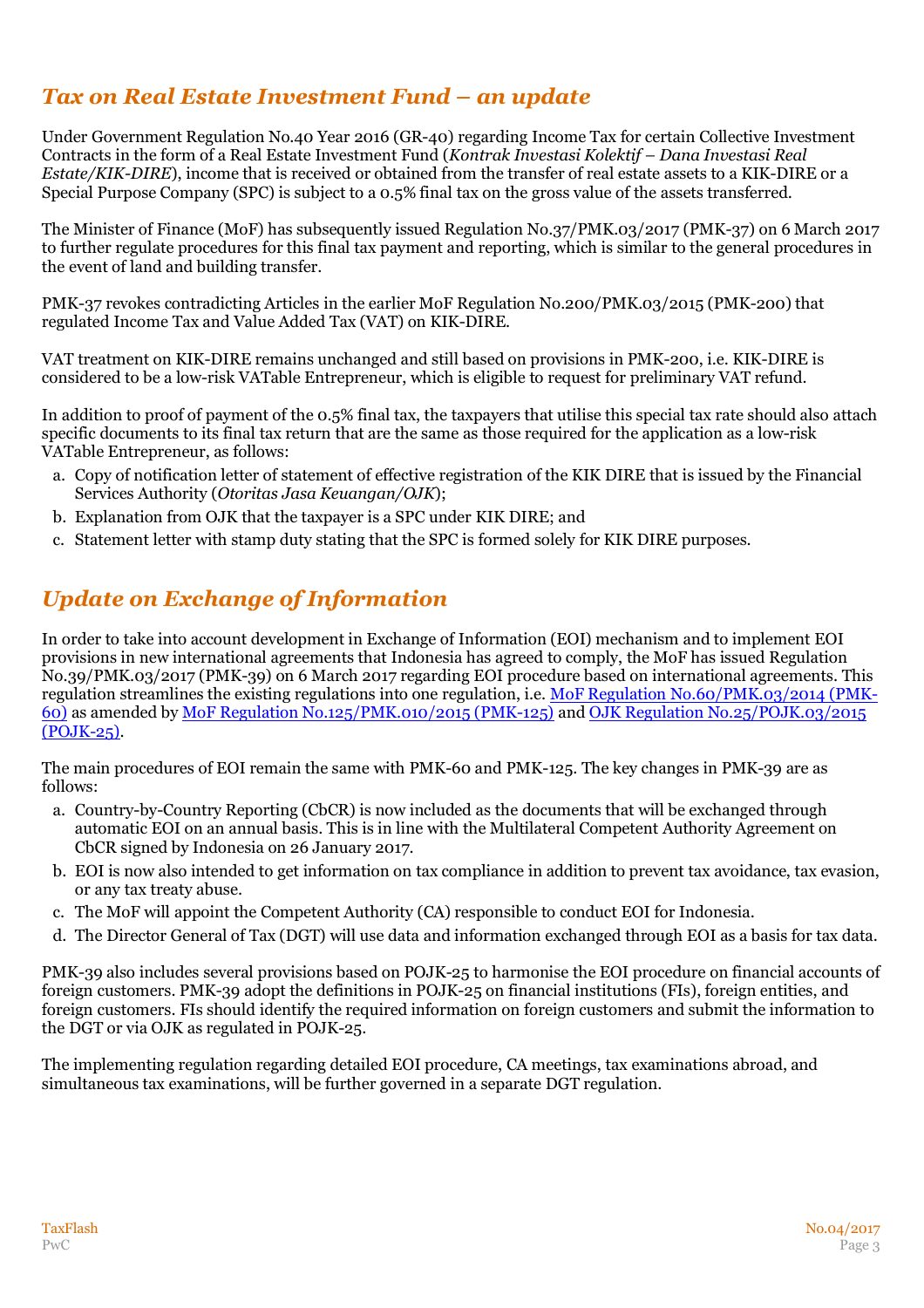## *Tax on Real Estate Investment Fund – an update*

Under Government Regulation No.40 Year 2016 (GR-40) regarding Income Tax for certain Collective Investment Contracts in the form of a Real Estate Investment Fund (*Kontrak Investasi Kolektif – Dana Investasi Real Estate/KIK-DIRE*), income that is received or obtained from the transfer of real estate assets to a KIK-DIRE or a Special Purpose Company (SPC) is subject to a 0.5% final tax on the gross value of the assets transferred.

The Minister of Finance (MoF) has subsequently issued Regulation No.37/PMK.03/2017 (PMK-37) on 6 March 2017 to further regulate procedures for this final tax payment and reporting, which is similar to the general procedures in the event of land and building transfer.

PMK-37 revokes contradicting Articles in the earlier MoF Regulation No.200/PMK.03/2015 (PMK-200) that regulated Income Tax and Value Added Tax (VAT) on KIK-DIRE.

VAT treatment on KIK-DIRE remains unchanged and still based on provisions in PMK-200, i.e. KIK-DIRE is considered to be a low-risk VATable Entrepreneur, which is eligible to request for preliminary VAT refund.

In addition to proof of payment of the 0.5% final tax, the taxpayers that utilise this special tax rate should also attach specific documents to its final tax return that are the same as those required for the application as a low-risk VATable Entrepreneur, as follows:

a. Copy of notification letter of statement of effective registration of the KIK DIRE that is issued by the Financial Services Authority (*Otoritas Jasa Keuangan/OJK*);
b. Explanation from OJK that the taxpayer is a SPC under KIK DIRE; and
c. Statement letter with stamp duty stating that the SPC is formed solely for KIK DIRE purposes.

## *Update on Exchange of Information*

In order to take into account development in Exchange of Information (EOI) mechanism and to implement EOI provisions in new international agreements that Indonesia has agreed to comply, the MoF has issued Regulation No.39/PMK.03/2017 (PMK-39) on 6 March 2017 regarding EOI procedure based on international agreements. This regulation streamlines the existing regulations into one regulation, i.e. MoF Regulation No.60/PMK.03/2014 (PMK-60) as amended by MoF Regulation No.125/PMK.010/2015 (PMK-125) and OJK Regulation No.25/POJK.03/2015 (POJK-25).

The main procedures of EOI remain the same with PMK-60 and PMK-125. The key changes in PMK-39 are as follows:

a. Country-by-Country Reporting (CbCR) is now included as the documents that will be exchanged through automatic EOI on an annual basis. This is in line with the Multilateral Competent Authority Agreement on CbCR signed by Indonesia on 26 January 2017.
b. EOI is now also intended to get information on tax compliance in addition to prevent tax avoidance, tax evasion, or any tax treaty abuse.
c. The MoF will appoint the Competent Authority (CA) responsible to conduct EOI for Indonesia.
d. The Director General of Tax (DGT) will use data and information exchanged through EOI as a basis for tax data.

PMK-39 also includes several provisions based on POJK-25 to harmonise the EOI procedure on financial accounts of foreign customers. PMK-39 adopt the definitions in POJK-25 on financial institutions (FIs), foreign entities, and foreign customers. FIs should identify the required information on foreign customers and submit the information to the DGT or via OJK as regulated in POJK-25.

The implementing regulation regarding detailed EOI procedure, CA meetings, tax examinations abroad, and simultaneous tax examinations, will be further governed in a separate DGT regulation.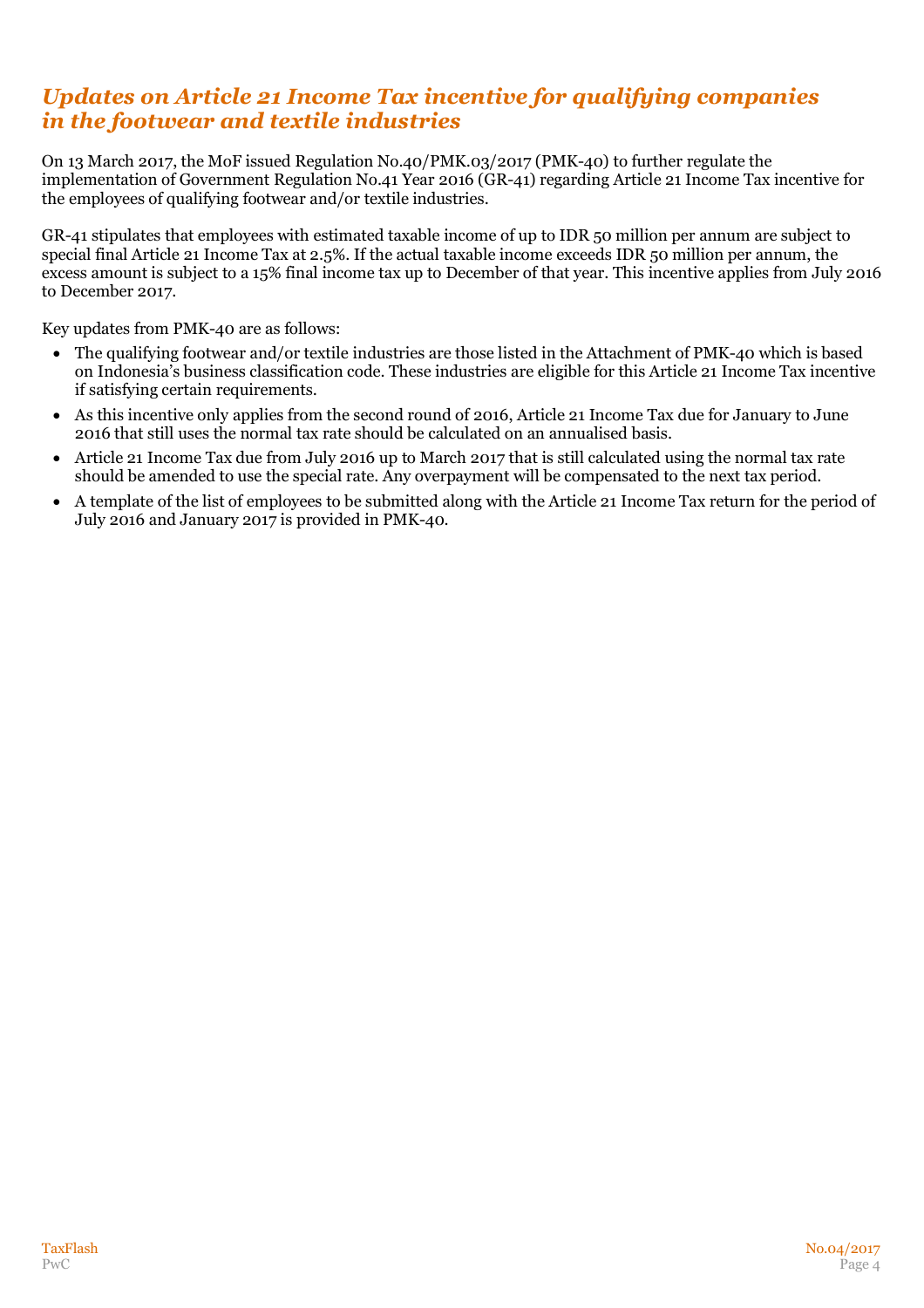## *Updates on Article 21 Income Tax incentive for qualifying companies in the footwear and textile industries*

On 13 March 2017, the MoF issued Regulation No.40/PMK.03/2017 (PMK-40) to further regulate the implementation of Government Regulation No.41 Year 2016 (GR-41) regarding Article 21 Income Tax incentive for the employees of qualifying footwear and/or textile industries.

GR-41 stipulates that employees with estimated taxable income of up to IDR 50 million per annum are subject to special final Article 21 Income Tax at 2.5%. If the actual taxable income exceeds IDR 50 million per annum, the excess amount is subject to a 15% final income tax up to December of that year. This incentive applies from July 2016 to December 2017.

Key updates from PMK-40 are as follows:

- The qualifying footwear and/or textile industries are those listed in the Attachment of PMK-40 which is based on Indonesia's business classification code. These industries are eligible for this Article 21 Income Tax incentive if satisfying certain requirements.
- As this incentive only applies from the second round of 2016, Article 21 Income Tax due for January to June 2016 that still uses the normal tax rate should be calculated on an annualised basis.
- Article 21 Income Tax due from July 2016 up to March 2017 that is still calculated using the normal tax rate should be amended to use the special rate. Any overpayment will be compensated to the next tax period.
- A template of the list of employees to be submitted along with the Article 21 Income Tax return for the period of July 2016 and January 2017 is provided in PMK-40.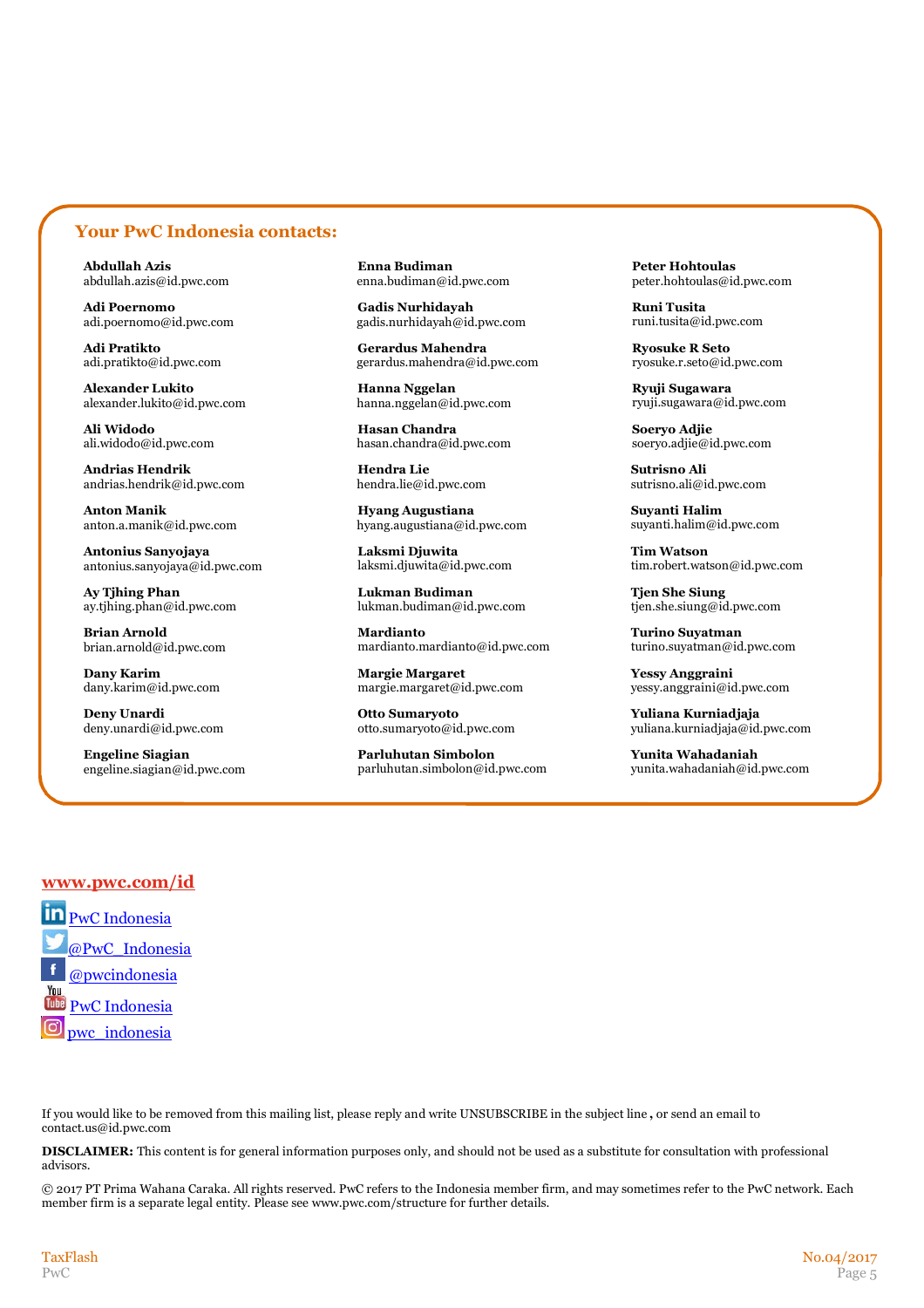## Your PwC Indonesia contacts:

**Abdullah Azis**
abdullah.azis@id.pwc.com

**Adi Poernomo**
adi.poernomo@id.pwc.com

**Adi Pratikto**
adi.pratikto@id.pwc.com

**Alexander Lukito**
alexander.lukito@id.pwc.com

**Ali Widodo**
ali.widodo@id.pwc.com

**Andrias Hendrik**
andrias.hendrik@id.pwc.com

**Anton Manik**
anton.a.manik@id.pwc.com

**Antonius Sanyojaya**
antonius.sanyojaya@id.pwc.com

**Ay Tjhing Phan**
ay.tjhing.phan@id.pwc.com

**Brian Arnold**
brian.arnold@id.pwc.com

**Dany Karim**
dany.karim@id.pwc.com

**Deny Unardi**
deny.unardi@id.pwc.com

**Engeline Siagian**
engeline.siagian@id.pwc.com

**Enna Budiman**
enna.budiman@id.pwc.com

**Gadis Nurhidayah**
gadis.nurhidayah@id.pwc.com

**Gerardus Mahendra**
gerardus.mahendra@id.pwc.com

**Hanna Nggelan**
hanna.nggelan@id.pwc.com

**Hasan Chandra**
hasan.chandra@id.pwc.com

**Hendra Lie**
hendra.lie@id.pwc.com

**Hyang Augustiana**
hyang.augustiana@id.pwc.com

**Laksmi Djuwita**
laksmi.djuwita@id.pwc.com

**Lukman Budiman**
lukman.budiman@id.pwc.com

**Mardianto**
mardianto.mardianto@id.pwc.com

**Margie Margaret**
margie.margaret@id.pwc.com

**Otto Sumaryoto**
otto.sumaryoto@id.pwc.com

**Parluhutan Simbolon**
parluhutan.simbolon@id.pwc.com

**Peter Hohtoulas**
peter.hohtoulas@id.pwc.com

**Runi Tusita**
runi.tusita@id.pwc.com

**Ryosuke R Seto**
ryosuke.r.seto@id.pwc.com

**Ryuji Sugawara**
ryuji.sugawara@id.pwc.com

**Soeryo Adjie**
soeryo.adjie@id.pwc.com

**Sutrisno Ali**
sutrisno.ali@id.pwc.com

**Suyanti Halim**
suyanti.halim@id.pwc.com

**Tim Watson**
tim.robert.watson@id.pwc.com

**Tjen She Siung**
tjen.she.siung@id.pwc.com

**Turino Suyatman**
turino.suyatman@id.pwc.com

**Yessy Anggraini**
yessy.anggraini@id.pwc.com

**Yuliana Kurniadjaja**
yuliana.kurniadjaja@id.pwc.com

**Yunita Wahadaniah**
yunita.wahadaniah@id.pwc.com

**www.pwc.com/id**

PwC Indonesia

@PwC_Indonesia

@pwcindonesia

PwC Indonesia

pwc_indonesia

If you would like to be removed from this mailing list, please reply and write UNSUBSCRIBE in the subject line, or send an email to contact.us@id.pwc.com

**DISCLAIMER:** This content is for general information purposes only, and should not be used as a substitute for consultation with professional advisors.

© 2017 PT Prima Wahana Caraka. All rights reserved. PwC refers to the Indonesia member firm, and may sometimes refer to the PwC network. Each member firm is a separate legal entity. Please see www.pwc.com/structure for further details.